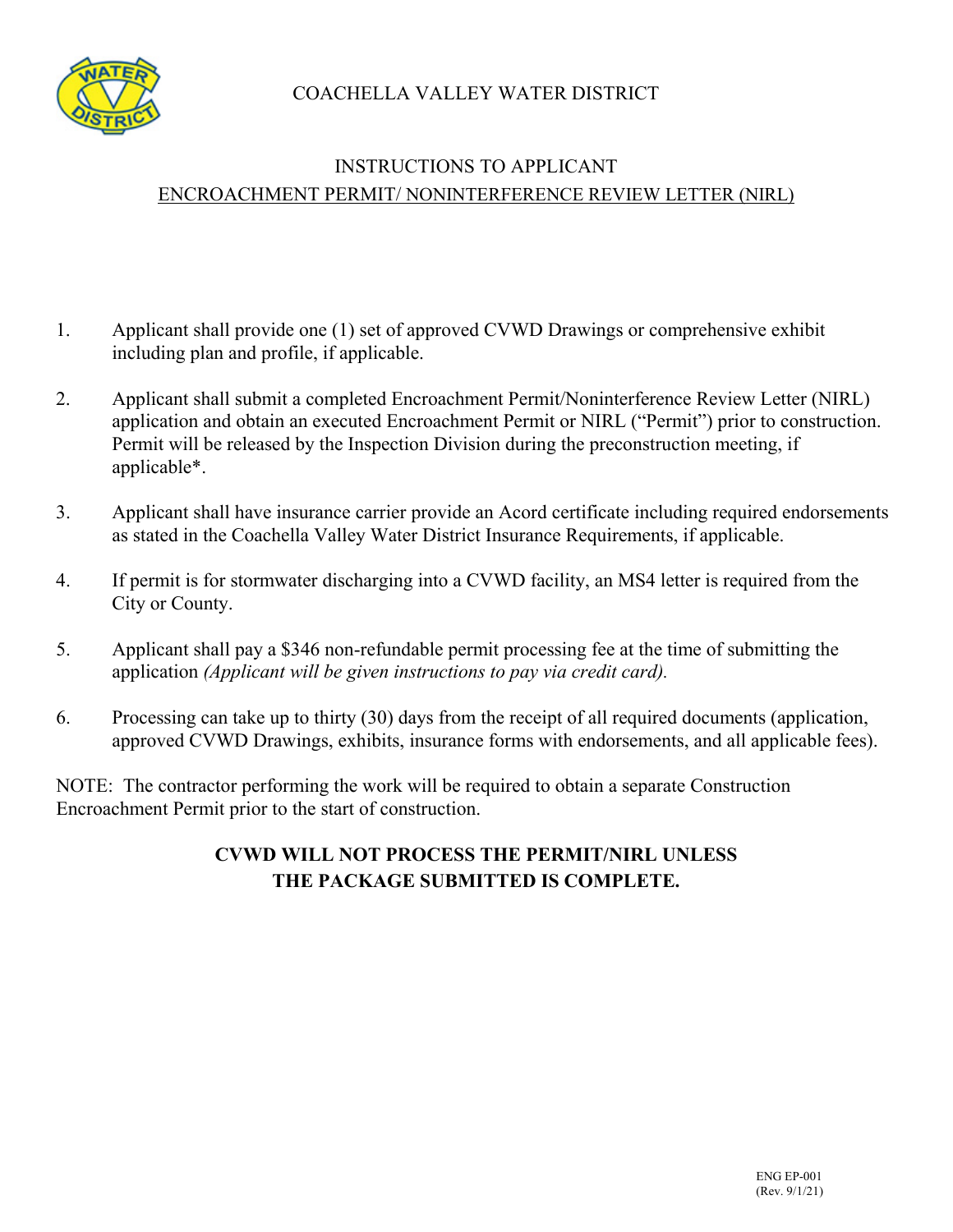COACHELLA VALLEY WATER DISTRICT

# INSTRUCTIONS TO APPLICANT

## ENCROACHMENT PERMIT/ NONINTERFERENCE REVIEW LETTER (NIRL)

1. Applicant shall provide one (1) set of approved CVWD Drawings or comprehensive exhibit including plan and profile, if applicable.

2. Applicant shall submit a completed Encroachment Permit/Noninterference Review Letter (NIRL) application and obtain an executed Encroachment Permit or NIRL ("Permit") prior to construction. Permit will be released by the Inspection Division during the preconstruction meeting, if applicable*.

3. Applicant shall have insurance carrier provide an Acord certificate including required endorsements as stated in the Coachella Valley Water District Insurance Requirements, if applicable.

4. If permit is for stormwater discharging into a CVWD facility, an MS4 letter is required from the City or County.

5. Applicant shall pay a $346 non-refundable permit processing fee at the time of submitting the application *(Applicant will be given instructions to pay via credit card).*

6. Processing can take up to thirty (30) days from the receipt of all required documents (application, approved CVWD Drawings, exhibits, insurance forms with endorsements, and all applicable fees).

NOTE: The contractor performing the work will be required to obtain a separate Construction Encroachment Permit prior to the start of construction.

**CVWD WILL NOT PROCESS THE PERMIT/NIRL UNLESS THE PACKAGE SUBMITTED IS COMPLETE.**

ENG EP-001
(Rev. 9/1/21)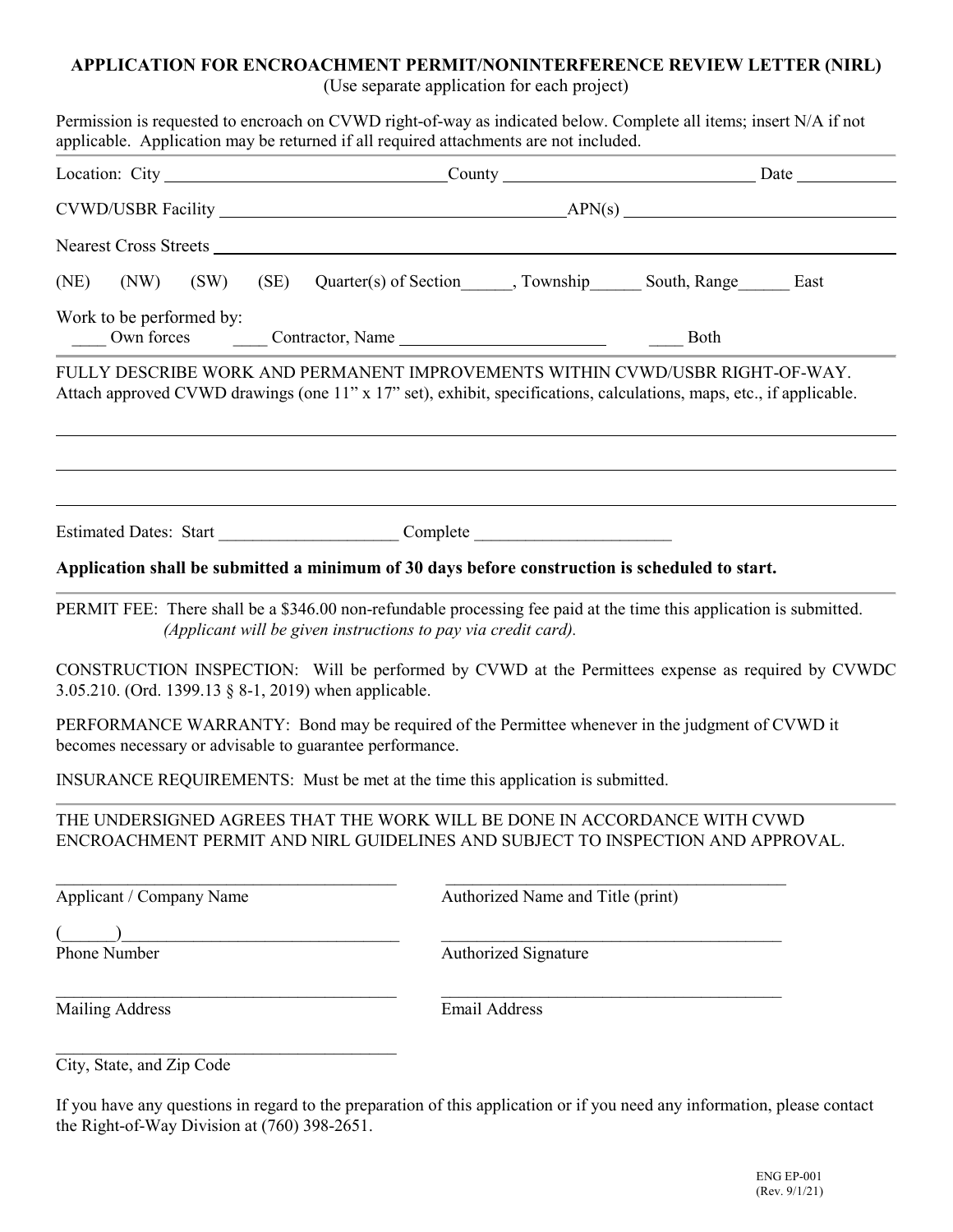# APPLICATION FOR ENCROACHMENT PERMIT/NONINTERFERENCE REVIEW LETTER (NIRL)

(Use separate application for each project)

Permission is requested to encroach on CVWD right-of-way as indicated below. Complete all items; insert N/A if not applicable. Application may be returned if all required attachments are not included.

---

Location: City ________________________________ County ______________________________ Date ___________

CVWD/USBR Facility ________________________________________ APN(s) ________________________________

Nearest Cross Streets ______________________________________________________________________________

(NE) (NW) (SW) (SE) Quarter(s) of Section______, Township______ South, Range______ East

Work to be performed by:
____ Own forces ____ Contractor, Name ________________________ ____ Both

---

FULLY DESCRIBE WORK AND PERMANENT IMPROVEMENTS WITHIN CVWD/USBR RIGHT-OF-WAY. Attach approved CVWD drawings (one 11" x 17" set), exhibit, specifications, calculations, maps, etc., if applicable.

______________________________________________________________________________

______________________________________________________________________________

______________________________________________________________________________

Estimated Dates: Start _____________________ Complete _______________________

**Application shall be submitted a minimum of 30 days before construction is scheduled to start.**

---

PERMIT FEE: There shall be a $346.00 non-refundable processing fee paid at the time this application is submitted. *(Applicant will be given instructions to pay via credit card).*

CONSTRUCTION INSPECTION: Will be performed by CVWD at the Permittees expense as required by CVWDC 3.05.210. (Ord. 1399.13 § 8-1, 2019) when applicable.

PERFORMANCE WARRANTY: Bond may be required of the Permittee whenever in the judgment of CVWD it becomes necessary or advisable to guarantee performance.

INSURANCE REQUIREMENTS: Must be met at the time this application is submitted.

---

THE UNDERSIGNED AGREES THAT THE WORK WILL BE DONE IN ACCORDANCE WITH CVWD ENCROACHMENT PERMIT AND NIRL GUIDELINES AND SUBJECT TO INSPECTION AND APPROVAL.

________________________________________
Applicant / Company Name

________________________________________
Authorized Name and Title (print)

(______)________________________________
Phone Number

________________________________________
Authorized Signature

________________________________________
Mailing Address

________________________________________
Email Address

________________________________________
City, State, and Zip Code

If you have any questions in regard to the preparation of this application or if you need any information, please contact the Right-of-Way Division at (760) 398-2651.

ENG EP-001
(Rev. 9/1/21)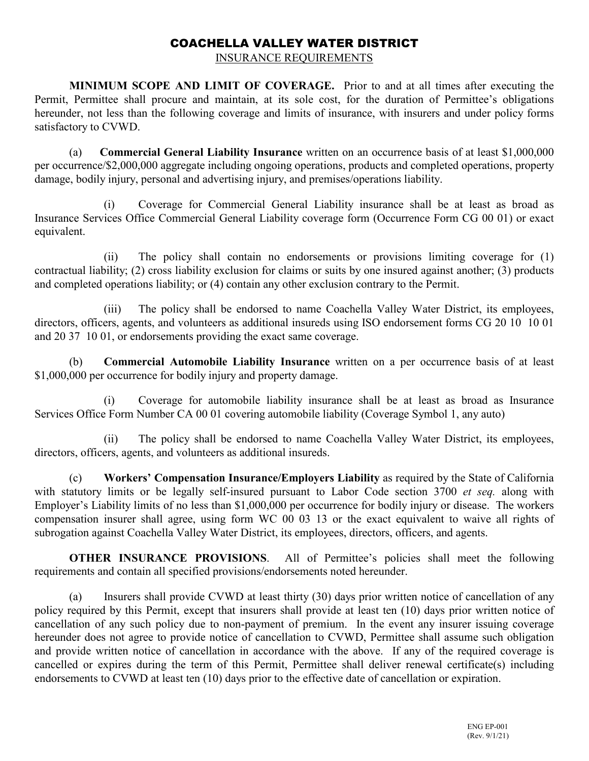# COACHELLA VALLEY WATER DISTRICT

INSURANCE REQUIREMENTS

**MINIMUM SCOPE AND LIMIT OF COVERAGE.** Prior to and at all times after executing the Permit, Permittee shall procure and maintain, at its sole cost, for the duration of Permittee's obligations hereunder, not less than the following coverage and limits of insurance, with insurers and under policy forms satisfactory to CVWD.

(a) **Commercial General Liability Insurance** written on an occurrence basis of at least $1,000,000 per occurrence/$2,000,000 aggregate including ongoing operations, products and completed operations, property damage, bodily injury, personal and advertising injury, and premises/operations liability.

(i) Coverage for Commercial General Liability insurance shall be at least as broad as Insurance Services Office Commercial General Liability coverage form (Occurrence Form CG 00 01) or exact equivalent.

(ii) The policy shall contain no endorsements or provisions limiting coverage for (1) contractual liability; (2) cross liability exclusion for claims or suits by one insured against another; (3) products and completed operations liability; or (4) contain any other exclusion contrary to the Permit.

(iii) The policy shall be endorsed to name Coachella Valley Water District, its employees, directors, officers, agents, and volunteers as additional insureds using ISO endorsement forms CG 20 10 10 01 and 20 37 10 01, or endorsements providing the exact same coverage.

(b) **Commercial Automobile Liability Insurance** written on a per occurrence basis of at least $1,000,000 per occurrence for bodily injury and property damage.

(i) Coverage for automobile liability insurance shall be at least as broad as Insurance Services Office Form Number CA 00 01 covering automobile liability (Coverage Symbol 1, any auto)

(ii) The policy shall be endorsed to name Coachella Valley Water District, its employees, directors, officers, agents, and volunteers as additional insureds.

(c) **Workers' Compensation Insurance/Employers Liability** as required by the State of California with statutory limits or be legally self-insured pursuant to Labor Code section 3700 *et seq.* along with Employer's Liability limits of no less than $1,000,000 per occurrence for bodily injury or disease. The workers compensation insurer shall agree, using form WC 00 03 13 or the exact equivalent to waive all rights of subrogation against Coachella Valley Water District, its employees, directors, officers, and agents.

**OTHER INSURANCE PROVISIONS**. All of Permittee's policies shall meet the following requirements and contain all specified provisions/endorsements noted hereunder.

(a) Insurers shall provide CVWD at least thirty (30) days prior written notice of cancellation of any policy required by this Permit, except that insurers shall provide at least ten (10) days prior written notice of cancellation of any such policy due to non-payment of premium. In the event any insurer issuing coverage hereunder does not agree to provide notice of cancellation to CVWD, Permittee shall assume such obligation and provide written notice of cancellation in accordance with the above. If any of the required coverage is cancelled or expires during the term of this Permit, Permittee shall deliver renewal certificate(s) including endorsements to CVWD at least ten (10) days prior to the effective date of cancellation or expiration.

ENG EP-001
(Rev. 9/1/21)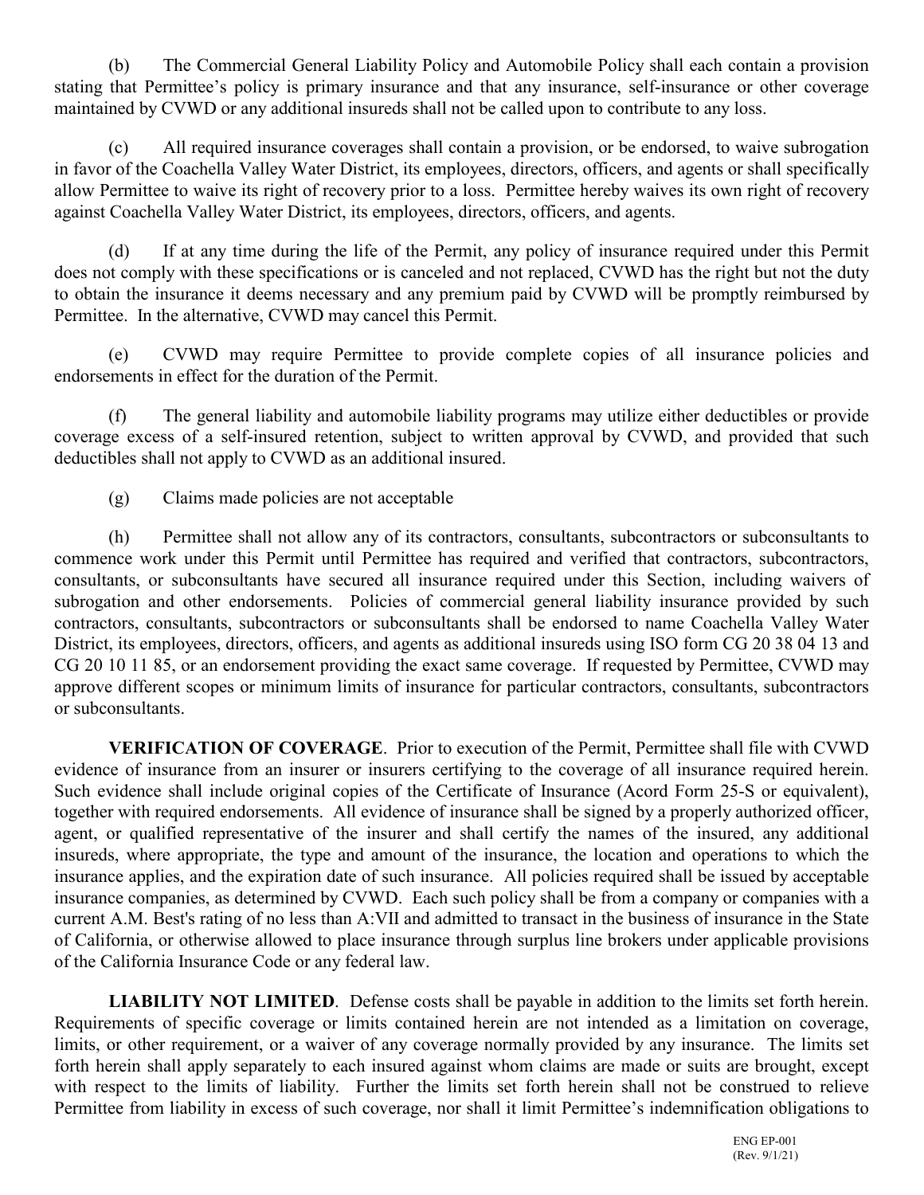(b) The Commercial General Liability Policy and Automobile Policy shall each contain a provision stating that Permittee's policy is primary insurance and that any insurance, self-insurance or other coverage maintained by CVWD or any additional insureds shall not be called upon to contribute to any loss.

(c) All required insurance coverages shall contain a provision, or be endorsed, to waive subrogation in favor of the Coachella Valley Water District, its employees, directors, officers, and agents or shall specifically allow Permittee to waive its right of recovery prior to a loss. Permittee hereby waives its own right of recovery against Coachella Valley Water District, its employees, directors, officers, and agents.

(d) If at any time during the life of the Permit, any policy of insurance required under this Permit does not comply with these specifications or is canceled and not replaced, CVWD has the right but not the duty to obtain the insurance it deems necessary and any premium paid by CVWD will be promptly reimbursed by Permittee. In the alternative, CVWD may cancel this Permit.

(e) CVWD may require Permittee to provide complete copies of all insurance policies and endorsements in effect for the duration of the Permit.

(f) The general liability and automobile liability programs may utilize either deductibles or provide coverage excess of a self-insured retention, subject to written approval by CVWD, and provided that such deductibles shall not apply to CVWD as an additional insured.

(g) Claims made policies are not acceptable

(h) Permittee shall not allow any of its contractors, consultants, subcontractors or subconsultants to commence work under this Permit until Permittee has required and verified that contractors, subcontractors, consultants, or subconsultants have secured all insurance required under this Section, including waivers of subrogation and other endorsements. Policies of commercial general liability insurance provided by such contractors, consultants, subcontractors or subconsultants shall be endorsed to name Coachella Valley Water District, its employees, directors, officers, and agents as additional insureds using ISO form CG 20 38 04 13 and CG 20 10 11 85, or an endorsement providing the exact same coverage. If requested by Permittee, CVWD may approve different scopes or minimum limits of insurance for particular contractors, consultants, subcontractors or subconsultants.

**VERIFICATION OF COVERAGE**. Prior to execution of the Permit, Permittee shall file with CVWD evidence of insurance from an insurer or insurers certifying to the coverage of all insurance required herein. Such evidence shall include original copies of the Certificate of Insurance (Acord Form 25-S or equivalent), together with required endorsements. All evidence of insurance shall be signed by a properly authorized officer, agent, or qualified representative of the insurer and shall certify the names of the insured, any additional insureds, where appropriate, the type and amount of the insurance, the location and operations to which the insurance applies, and the expiration date of such insurance. All policies required shall be issued by acceptable insurance companies, as determined by CVWD. Each such policy shall be from a company or companies with a current A.M. Best's rating of no less than A:VII and admitted to transact in the business of insurance in the State of California, or otherwise allowed to place insurance through surplus line brokers under applicable provisions of the California Insurance Code or any federal law.

**LIABILITY NOT LIMITED**. Defense costs shall be payable in addition to the limits set forth herein. Requirements of specific coverage or limits contained herein are not intended as a limitation on coverage, limits, or other requirement, or a waiver of any coverage normally provided by any insurance. The limits set forth herein shall apply separately to each insured against whom claims are made or suits are brought, except with respect to the limits of liability. Further the limits set forth herein shall not be construed to relieve Permittee from liability in excess of such coverage, nor shall it limit Permittee's indemnification obligations to

ENG EP-001
(Rev. 9/1/21)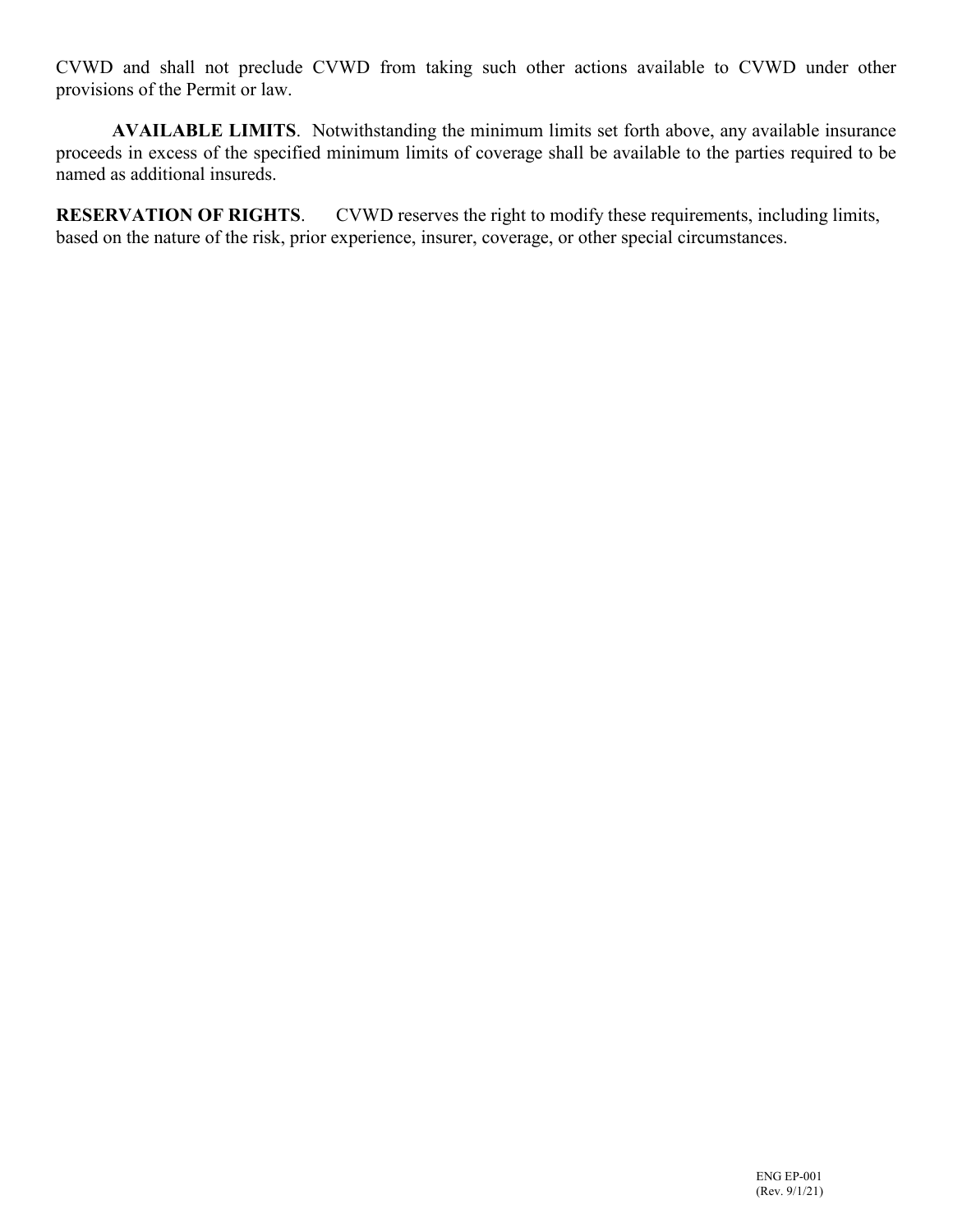CVWD and shall not preclude CVWD from taking such other actions available to CVWD under other provisions of the Permit or law.

**AVAILABLE LIMITS**. Notwithstanding the minimum limits set forth above, any available insurance proceeds in excess of the specified minimum limits of coverage shall be available to the parties required to be named as additional insureds.

**RESERVATION OF RIGHTS**. CVWD reserves the right to modify these requirements, including limits, based on the nature of the risk, prior experience, insurer, coverage, or other special circumstances.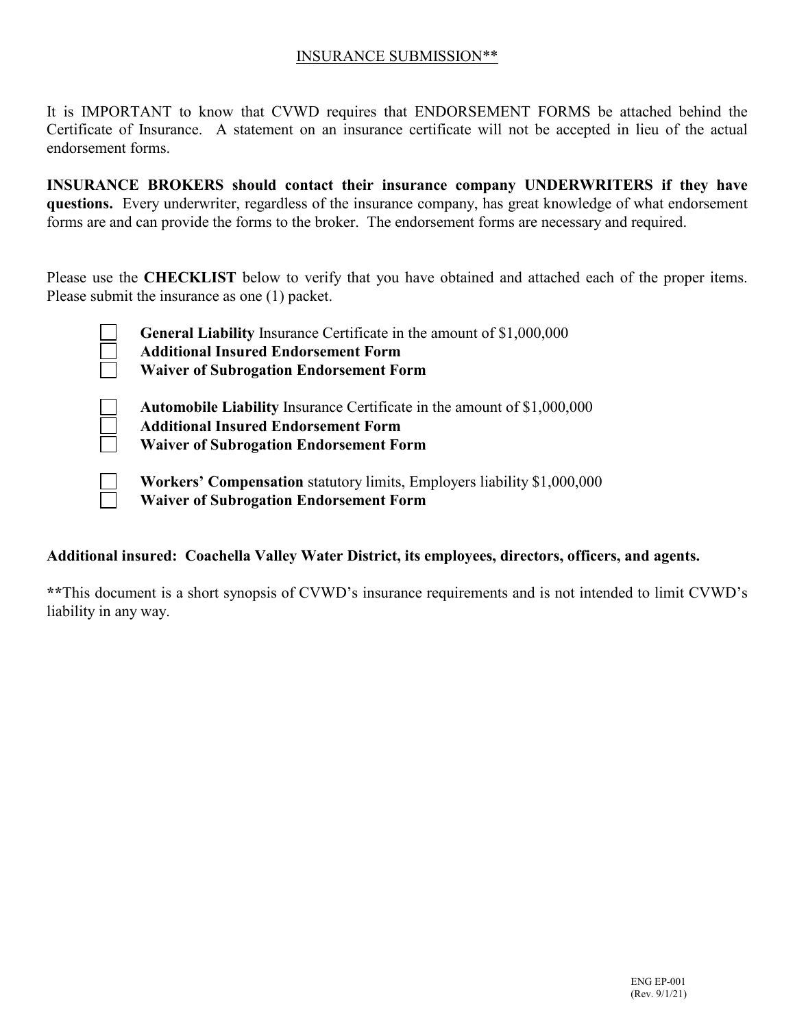## INSURANCE SUBMISSION**

It is IMPORTANT to know that CVWD requires that ENDORSEMENT FORMS be attached behind the Certificate of Insurance. A statement on an insurance certificate will not be accepted in lieu of the actual endorsement forms.

**INSURANCE BROKERS should contact their insurance company UNDERWRITERS if they have questions.** Every underwriter, regardless of the insurance company, has great knowledge of what endorsement forms are and can provide the forms to the broker. The endorsement forms are necessary and required.

Please use the **CHECKLIST** below to verify that you have obtained and attached each of the proper items. Please submit the insurance as one (1) packet.

- [ ] **General Liability** Insurance Certificate in the amount of $1,000,000
- [ ] **Additional Insured Endorsement Form**
- [ ] **Waiver of Subrogation Endorsement Form**

- [ ] **Automobile Liability** Insurance Certificate in the amount of $1,000,000
- [ ] **Additional Insured Endorsement Form**
- [ ] **Waiver of Subrogation Endorsement Form**

- [ ] **Workers' Compensation** statutory limits, Employers liability $1,000,000
- [ ] **Waiver of Subrogation Endorsement Form**

**Additional insured: Coachella Valley Water District, its employees, directors, officers, and agents.**

****This document is a short synopsis of CVWD's insurance requirements and is not intended to limit CVWD's liability in any way.

ENG EP-001
(Rev. 9/1/21)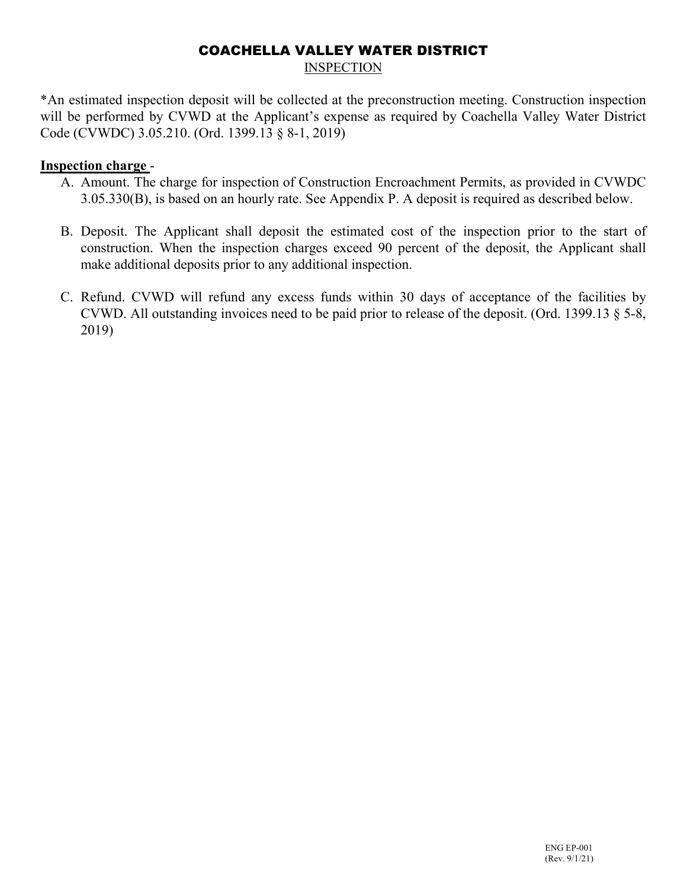# COACHELLA VALLEY WATER DISTRICT

## INSPECTION

*An estimated inspection deposit will be collected at the preconstruction meeting. Construction inspection will be performed by CVWD at the Applicant's expense as required by Coachella Valley Water District Code (CVWDC) 3.05.210. (Ord. 1399.13 § 8-1, 2019)

**Inspection charge** -

A. Amount. The charge for inspection of Construction Encroachment Permits, as provided in CVWDC 3.05.330(B), is based on an hourly rate. See Appendix P. A deposit is required as described below.

B. Deposit. The Applicant shall deposit the estimated cost of the inspection prior to the start of construction. When the inspection charges exceed 90 percent of the deposit, the Applicant shall make additional deposits prior to any additional inspection.

C. Refund. CVWD will refund any excess funds within 30 days of acceptance of the facilities by CVWD. All outstanding invoices need to be paid prior to release of the deposit. (Ord. 1399.13 § 5-8, 2019)

ENG EP-001
(Rev. 9/1/21)